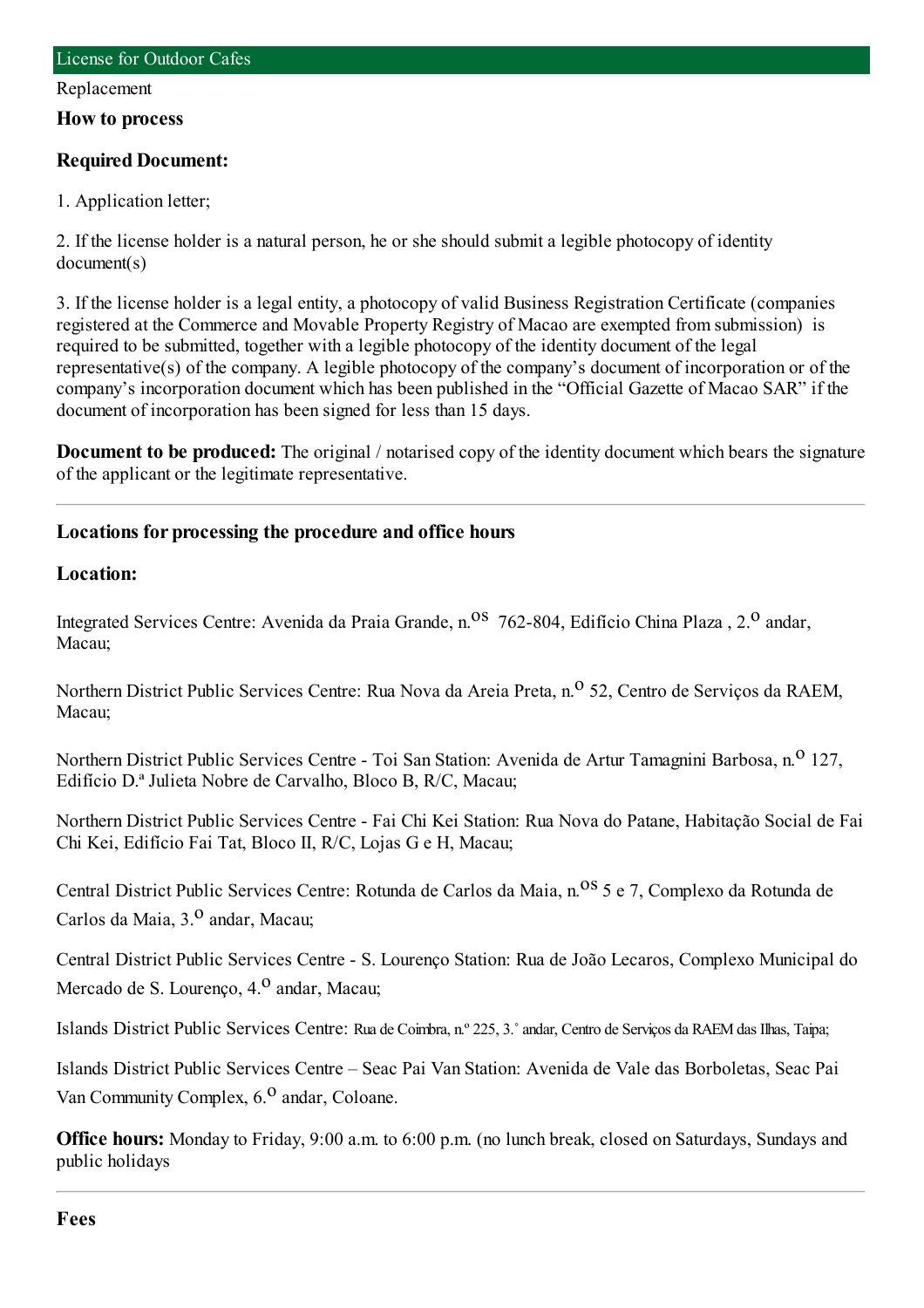## License for Outdoor Cafes

Replacement

### How to process

**Required Document:**

1. Application letter;

2. If the license holder is a natural person, he or she should submit a legible photocopy of identity document(s)

3. If the license holder is a legal entity, a photocopy of valid Business Registration Certificate (companies registered at the Commerce and Movable Property Registry of Macao are exempted from submission) is required to be submitted, together with a legible photocopy of the identity document of the legal representative(s) of the company. A legible photocopy of the company's document of incorporation or of the company's incorporation document which has been published in the "Official Gazette of Macao SAR" if the document of incorporation has been signed for less than 15 days.

**Document to be produced:** The original / notarised copy of the identity document which bears the signature of the applicant or the legitimate representative.

---

### Locations for processing the procedure and office hours

**Location:**

Integrated Services Centre: Avenida da Praia Grande, n.os 762-804, Edifício China Plaza , 2.o andar, Macau;

Northern District Public Services Centre: Rua Nova da Areia Preta, n.o 52, Centro de Serviços da RAEM, Macau;

Northern District Public Services Centre - Toi San Station: Avenida de Artur Tamagnini Barbosa, n.o 127, Edifício D.ª Julieta Nobre de Carvalho, Bloco B, R/C, Macau;

Northern District Public Services Centre - Fai Chi Kei Station: Rua Nova do Patane, Habitação Social de Fai Chi Kei, Edifício Fai Tat, Bloco II, R/C, Lojas G e H, Macau;

Central District Public Services Centre: Rotunda de Carlos da Maia, n.os 5 e 7, Complexo da Rotunda de Carlos da Maia, 3.o andar, Macau;

Central District Public Services Centre - S. Lourenço Station: Rua de João Lecaros, Complexo Municipal do Mercado de S. Lourenço, 4.o andar, Macau;

Islands District Public Services Centre: Rua de Coimbra, n.º 225, 3.˚ andar, Centro de Serviços da RAEM das Ilhas, Taipa;

Islands District Public Services Centre – Seac Pai Van Station: Avenida de Vale das Borboletas, Seac Pai Van Community Complex, 6.o andar, Coloane.

**Office hours:** Monday to Friday, 9:00 a.m. to 6:00 p.m. (no lunch break, closed on Saturdays, Sundays and public holidays

---

### Fees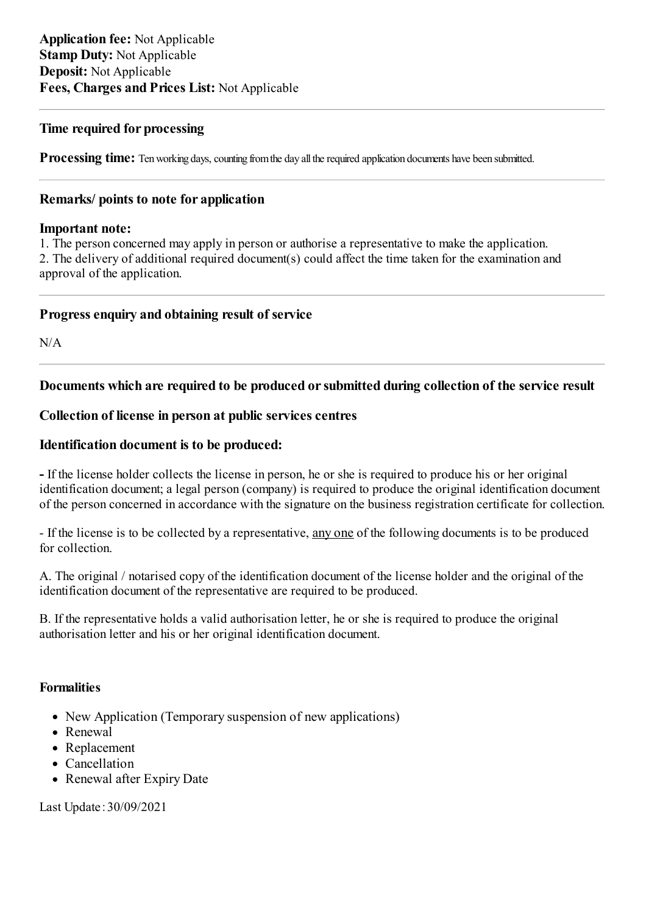**Application fee:** Not Applicable
**Stamp Duty:** Not Applicable
**Deposit:** Not Applicable
**Fees, Charges and Prices List:** Not Applicable

---

### Time required for processing

**Processing time:** Ten working days, counting from the day all the required application documents have been submitted.

---

### Remarks/ points to note for application

**Important note:**
1. The person concerned may apply in person or authorise a representative to make the application.
2. The delivery of additional required document(s) could affect the time taken for the examination and approval of the application.

---

### Progress enquiry and obtaining result of service

N/A

---

### Documents which are required to be produced or submitted during collection of the service result

#### Collection of license in person at public services centres

#### Identification document is to be produced:

- If the license holder collects the license in person, he or she is required to produce his or her original identification document; a legal person (company) is required to produce the original identification document of the person concerned in accordance with the signature on the business registration certificate for collection.

- If the license is to be collected by a representative, any one of the following documents is to be produced for collection.

A. The original / notarised copy of the identification document of the license holder and the original of the identification document of the representative are required to be produced.

B. If the representative holds a valid authorisation letter, he or she is required to produce the original authorisation letter and his or her original identification document.

**Formalities**

- New Application (Temporary suspension of new applications)
- Renewal
- Replacement
- Cancellation
- Renewal after Expiry Date

Last Update: 30/09/2021